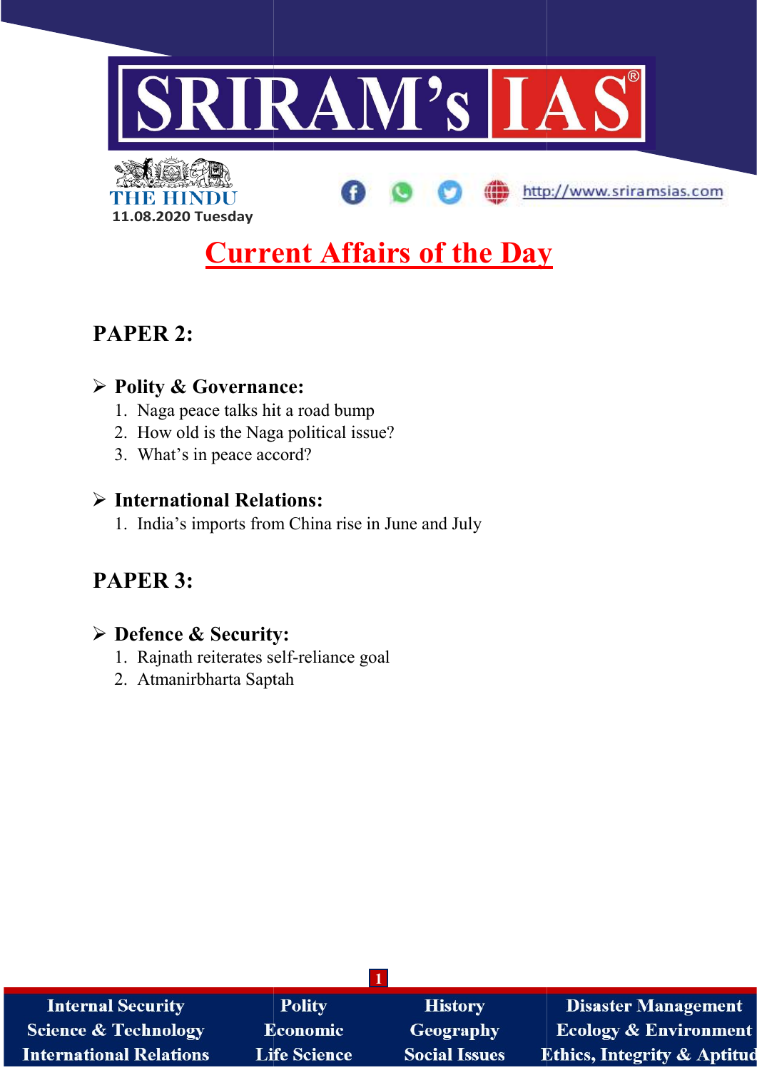# SRIRAM's IAS

THE HINDU

11.08.2020 Tuesday

http://www.sriramsias.com

# Current Affairs of the Day

## PAPER 2:

### ➢ Polity & Governance:

1. Naga peace talks hit a road bump
2. How old is the Naga political issue?
3. What's in peace accord?

### ➢ International Relations:

1. India's imports from China rise in June and July

## PAPER 3:

### ➢ Defence & Security:

1. Rajnath reiterates self-reliance goal
2. Atmanirbharta Saptah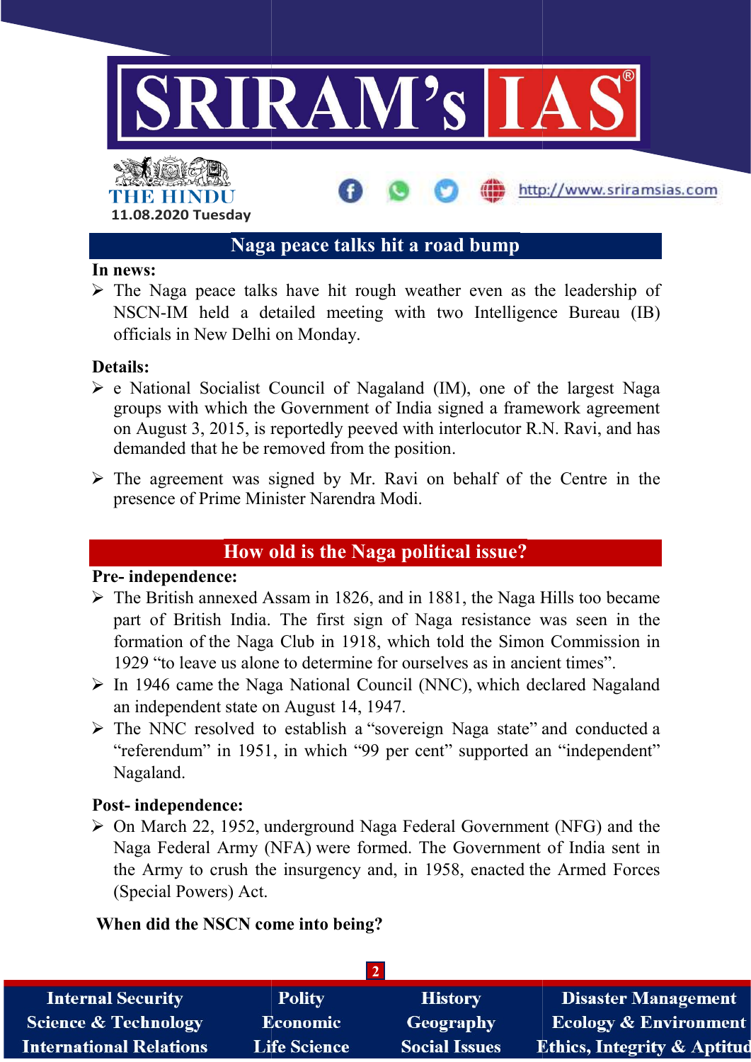## Naga peace talks hit a road bump

**In news:**

- The Naga peace talks have hit rough weather even as the leadership of NSCN-IM held a detailed meeting with two Intelligence Bureau (IB) officials in New Delhi on Monday.

**Details:**

- e National Socialist Council of Nagaland (IM), one of the largest Naga groups with which the Government of India signed a framework agreement on August 3, 2015, is reportedly peeved with interlocutor R.N. Ravi, and has demanded that he be removed from the position.
- The agreement was signed by Mr. Ravi on behalf of the Centre in the presence of Prime Minister Narendra Modi.

## How old is the Naga political issue?

**Pre- independence:**

- The British annexed Assam in 1826, and in 1881, the Naga Hills too became part of British India. The first sign of Naga resistance was seen in the formation of the Naga Club in 1918, which told the Simon Commission in 1929 "to leave us alone to determine for ourselves as in ancient times".
- In 1946 came the Naga National Council (NNC), which declared Nagaland an independent state on August 14, 1947.
- The NNC resolved to establish a "sovereign Naga state" and conducted a "referendum" in 1951, in which "99 per cent" supported an "independent" Nagaland.

**Post- independence:**

- On March 22, 1952, underground Naga Federal Government (NFG) and the Naga Federal Army (NFA) were formed. The Government of India sent in the Army to crush the insurgency and, in 1958, enacted the Armed Forces (Special Powers) Act.

**When did the NSCN come into being?**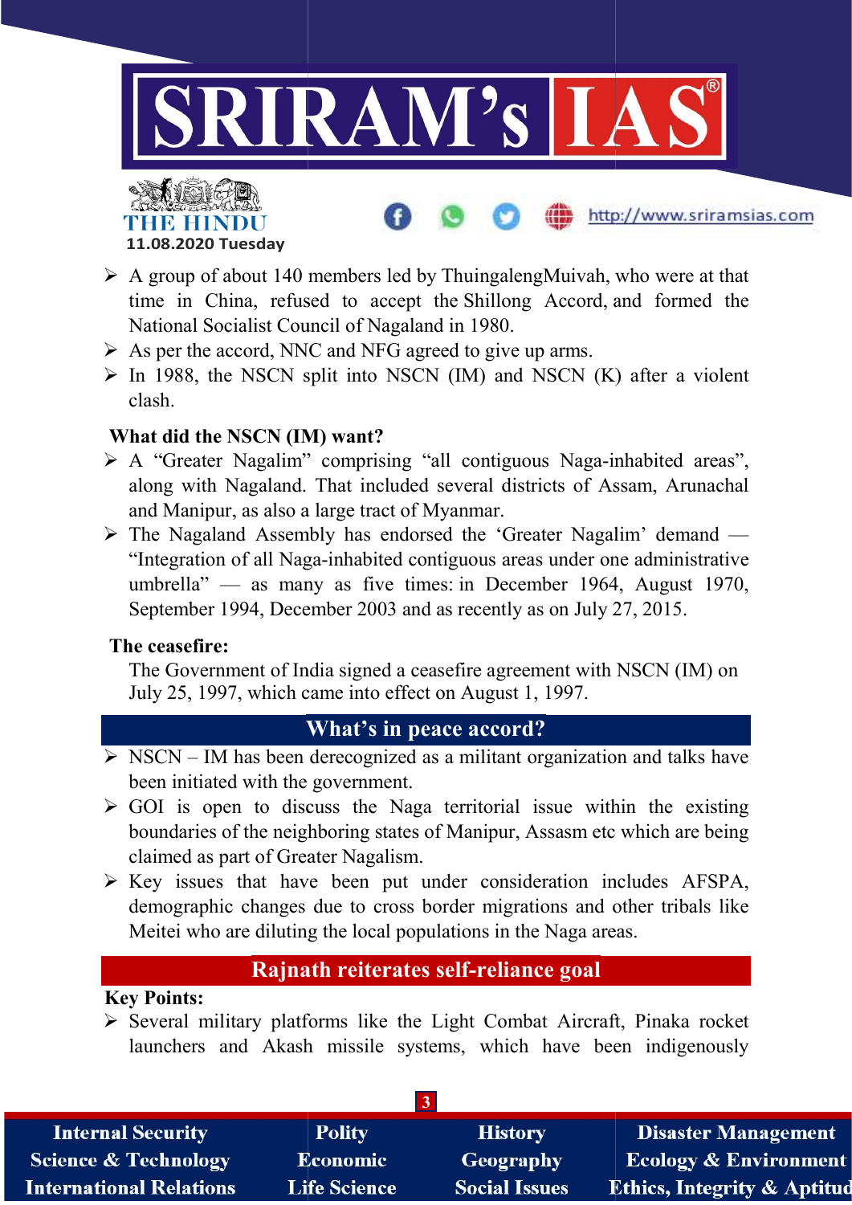- A group of about 140 members led by ThuingalengMuivah, who were at that time in China, refused to accept the Shillong Accord, and formed the National Socialist Council of Nagaland in 1980.
- As per the accord, NNC and NFG agreed to give up arms.
- In 1988, the NSCN split into NSCN (IM) and NSCN (K) after a violent clash.

**What did the NSCN (IM) want?**

- A "Greater Nagalim" comprising "all contiguous Naga-inhabited areas", along with Nagaland. That included several districts of Assam, Arunachal and Manipur, as also a large tract of Myanmar.
- The Nagaland Assembly has endorsed the 'Greater Nagalim' demand — "Integration of all Naga-inhabited contiguous areas under one administrative umbrella" — as many as five times: in December 1964, August 1970, September 1994, December 2003 and as recently as on July 27, 2015.

**The ceasefire:**

The Government of India signed a ceasefire agreement with NSCN (IM) on July 25, 1997, which came into effect on August 1, 1997.

## What's in peace accord?

- NSCN – IM has been derecognized as a militant organization and talks have been initiated with the government.
- GOI is open to discuss the Naga territorial issue within the existing boundaries of the neighboring states of Manipur, Assasm etc which are being claimed as part of Greater Nagalism.
- Key issues that have been put under consideration includes AFSPA, demographic changes due to cross border migrations and other tribals like Meitei who are diluting the local populations in the Naga areas.

## Rajnath reiterates self-reliance goal

**Key Points:**

- Several military platforms like the Light Combat Aircraft, Pinaka rocket launchers and Akash missile systems, which have been indigenously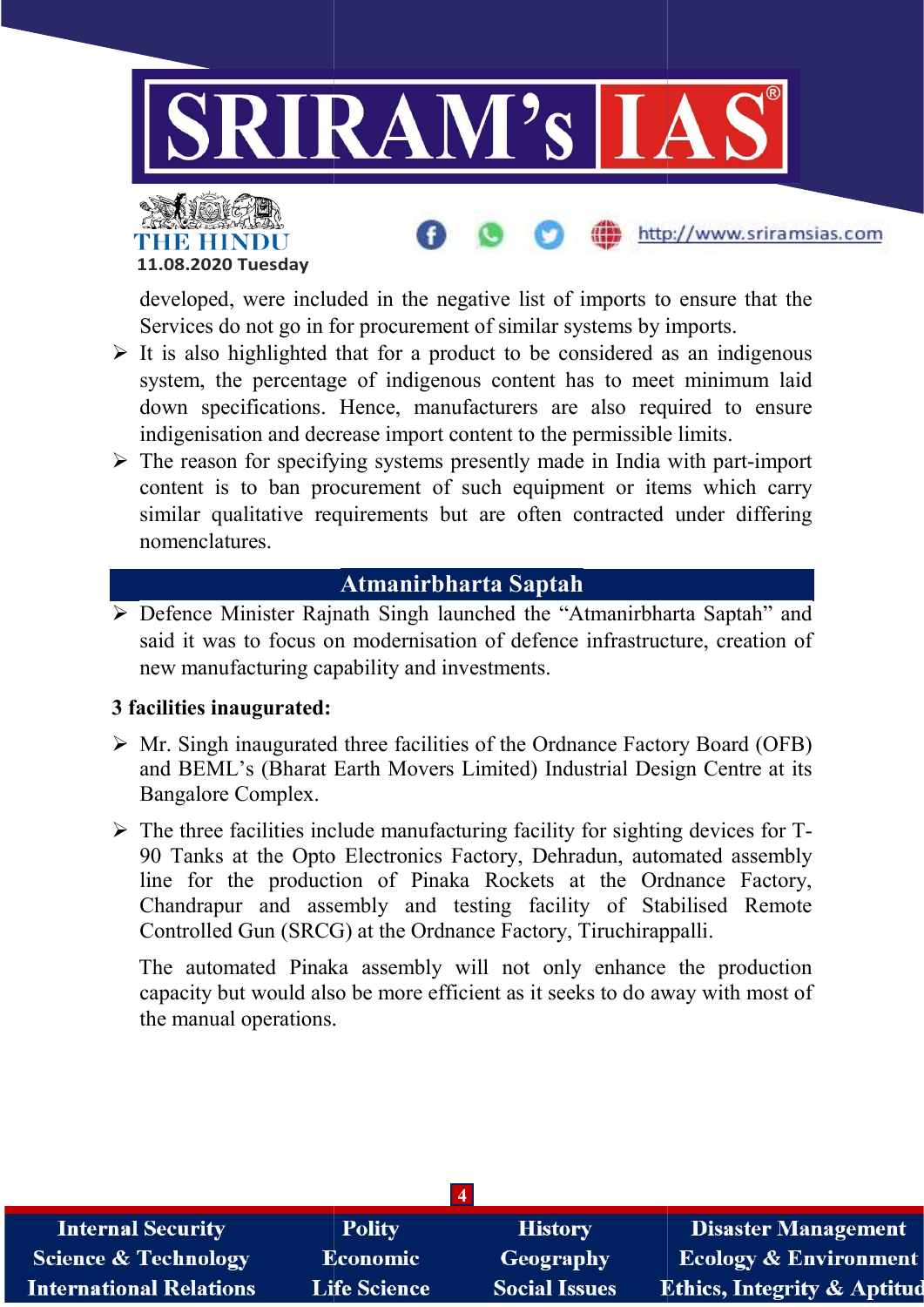developed, were included in the negative list of imports to ensure that the Services do not go in for procurement of similar systems by imports.

- It is also highlighted that for a product to be considered as an indigenous system, the percentage of indigenous content has to meet minimum laid down specifications. Hence, manufacturers are also required to ensure indigenisation and decrease import content to the permissible limits.
- The reason for specifying systems presently made in India with part-import content is to ban procurement of such equipment or items which carry similar qualitative requirements but are often contracted under differing nomenclatures.

## Atmanirbharta Saptah

- Defence Minister Rajnath Singh launched the "Atmanirbharta Saptah" and said it was to focus on modernisation of defence infrastructure, creation of new manufacturing capability and investments.

**3 facilities inaugurated:**

- Mr. Singh inaugurated three facilities of the Ordnance Factory Board (OFB) and BEML's (Bharat Earth Movers Limited) Industrial Design Centre at its Bangalore Complex.
- The three facilities include manufacturing facility for sighting devices for T-90 Tanks at the Opto Electronics Factory, Dehradun, automated assembly line for the production of Pinaka Rockets at the Ordnance Factory, Chandrapur and assembly and testing facility of Stabilised Remote Controlled Gun (SRCG) at the Ordnance Factory, Tiruchirappalli.

  The automated Pinaka assembly will not only enhance the production capacity but would also be more efficient as it seeks to do away with most of the manual operations.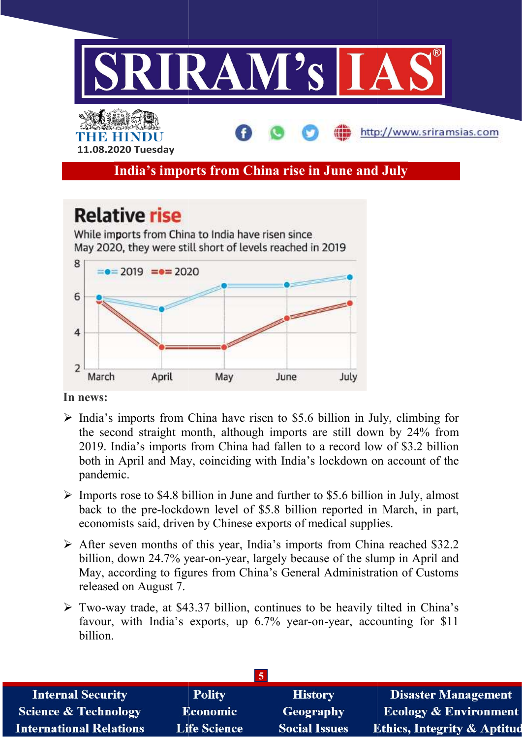# India's imports from China rise in June and July

**Relative rise**

While imports from China to India have risen since May 2020, they were still short of levels reached in 2019

**In news:**

- India's imports from China have risen to $5.6 billion in July, climbing for the second straight month, although imports are still down by 24% from 2019. India's imports from China had fallen to a record low of $3.2 billion both in April and May, coinciding with India's lockdown on account of the pandemic.
- Imports rose to $4.8 billion in June and further to $5.6 billion in July, almost back to the pre-lockdown level of $5.8 billion reported in March, in part, economists said, driven by Chinese exports of medical supplies.
- After seven months of this year, India's imports from China reached $32.2 billion, down 24.7% year-on-year, largely because of the slump in April and May, according to figures from China's General Administration of Customs released on August 7.
- Two-way trade, at $43.37 billion, continues to be heavily tilted in China's favour, with India's exports, up 6.7% year-on-year, accounting for $11 billion.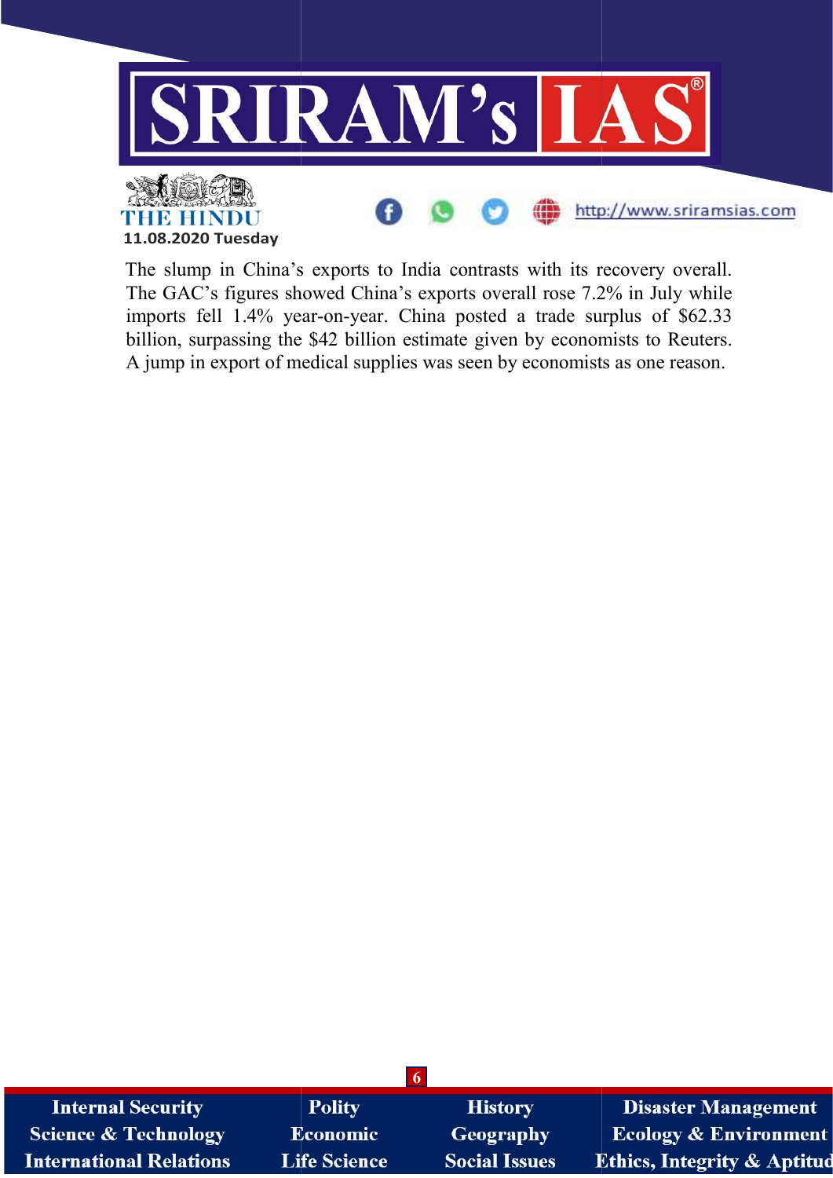The slump in China's exports to India contrasts with its recovery overall. The GAC's figures showed China's exports overall rose 7.2% in July while imports fell 1.4% year-on-year. China posted a trade surplus of $62.33 billion, surpassing the $42 billion estimate given by economists to Reuters. A jump in export of medical supplies was seen by economists as one reason.